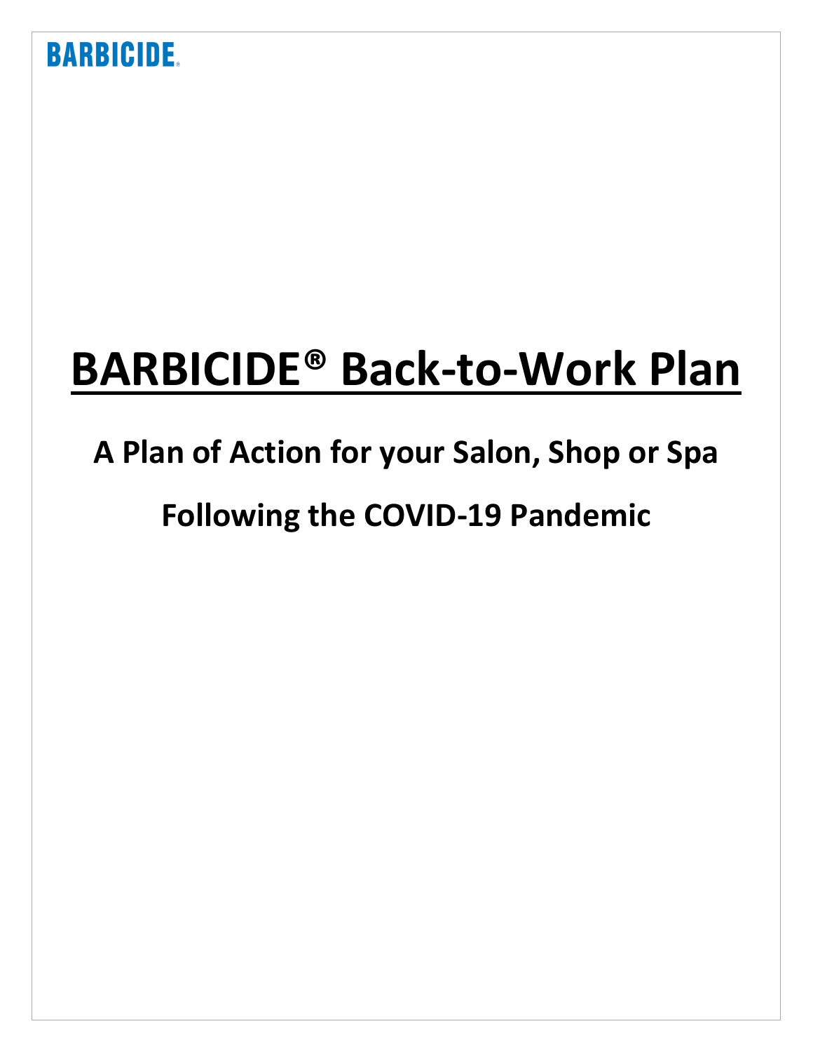BARBICIDE®

# BARBICIDE® Back-to-Work Plan

## A Plan of Action for your Salon, Shop or Spa

## Following the COVID-19 Pandemic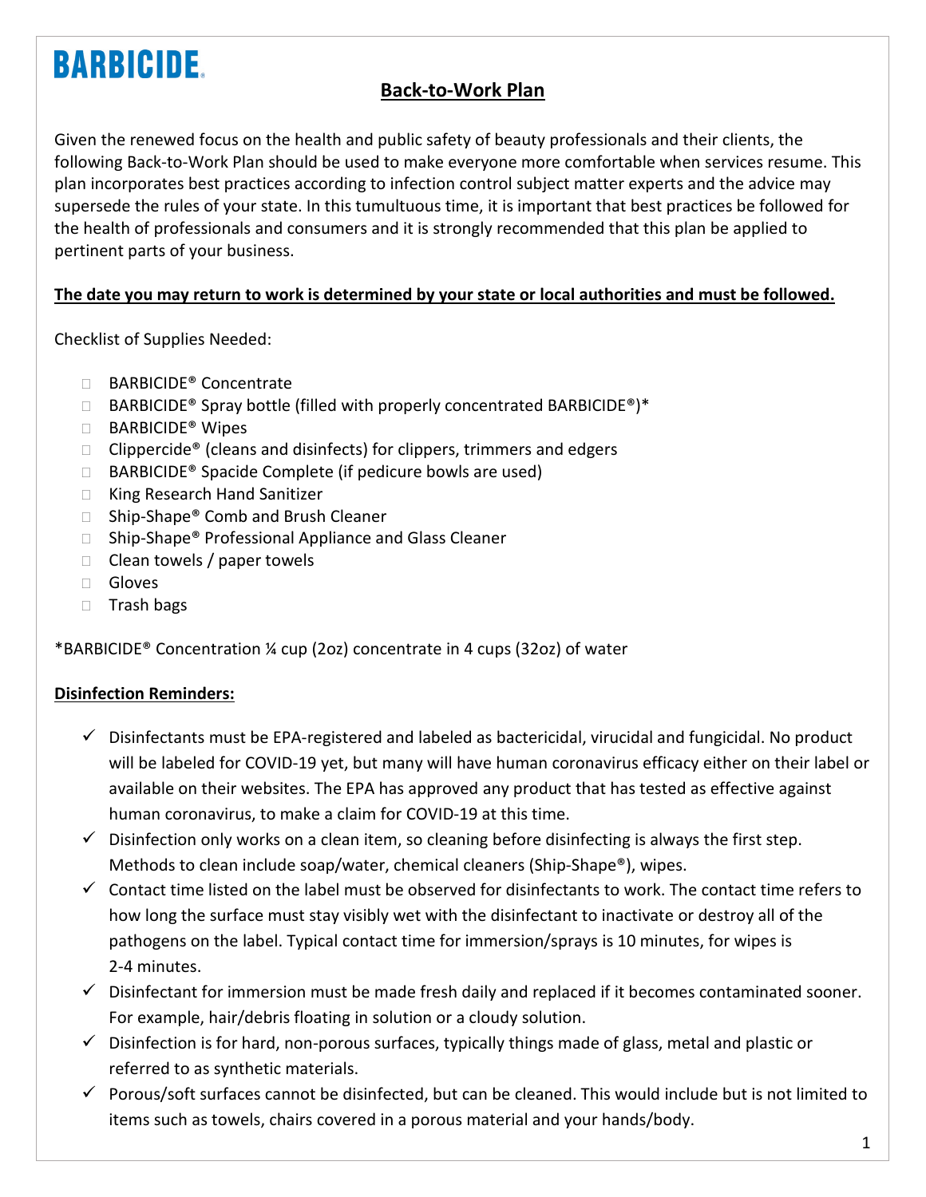BARBICIDE®

## Back-to-Work Plan

Given the renewed focus on the health and public safety of beauty professionals and their clients, the following Back-to-Work Plan should be used to make everyone more comfortable when services resume. This plan incorporates best practices according to infection control subject matter experts and the advice may supersede the rules of your state. In this tumultuous time, it is important that best practices be followed for the health of professionals and consumers and it is strongly recommended that this plan be applied to pertinent parts of your business.

**The date you may return to work is determined by your state or local authorities and must be followed.**

Checklist of Supplies Needed:

- ☐ BARBICIDE® Concentrate
- ☐ BARBICIDE® Spray bottle (filled with properly concentrated BARBICIDE®)*
- ☐ BARBICIDE® Wipes
- ☐ Clippercide® (cleans and disinfects) for clippers, trimmers and edgers
- ☐ BARBICIDE® Spacide Complete (if pedicure bowls are used)
- ☐ King Research Hand Sanitizer
- ☐ Ship-Shape® Comb and Brush Cleaner
- ☐ Ship-Shape® Professional Appliance and Glass Cleaner
- ☐ Clean towels / paper towels
- ☐ Gloves
- ☐ Trash bags

*BARBICIDE® Concentration ¼ cup (2oz) concentrate in 4 cups (32oz) of water

**Disinfection Reminders:**

- ✓ Disinfectants must be EPA-registered and labeled as bactericidal, virucidal and fungicidal. No product will be labeled for COVID-19 yet, but many will have human coronavirus efficacy either on their label or available on their websites. The EPA has approved any product that has tested as effective against human coronavirus, to make a claim for COVID-19 at this time.
- ✓ Disinfection only works on a clean item, so cleaning before disinfecting is always the first step. Methods to clean include soap/water, chemical cleaners (Ship-Shape®), wipes.
- ✓ Contact time listed on the label must be observed for disinfectants to work. The contact time refers to how long the surface must stay visibly wet with the disinfectant to inactivate or destroy all of the pathogens on the label. Typical contact time for immersion/sprays is 10 minutes, for wipes is 2-4 minutes.
- ✓ Disinfectant for immersion must be made fresh daily and replaced if it becomes contaminated sooner. For example, hair/debris floating in solution or a cloudy solution.
- ✓ Disinfection is for hard, non-porous surfaces, typically things made of glass, metal and plastic or referred to as synthetic materials.
- ✓ Porous/soft surfaces cannot be disinfected, but can be cleaned. This would include but is not limited to items such as towels, chairs covered in a porous material and your hands/body.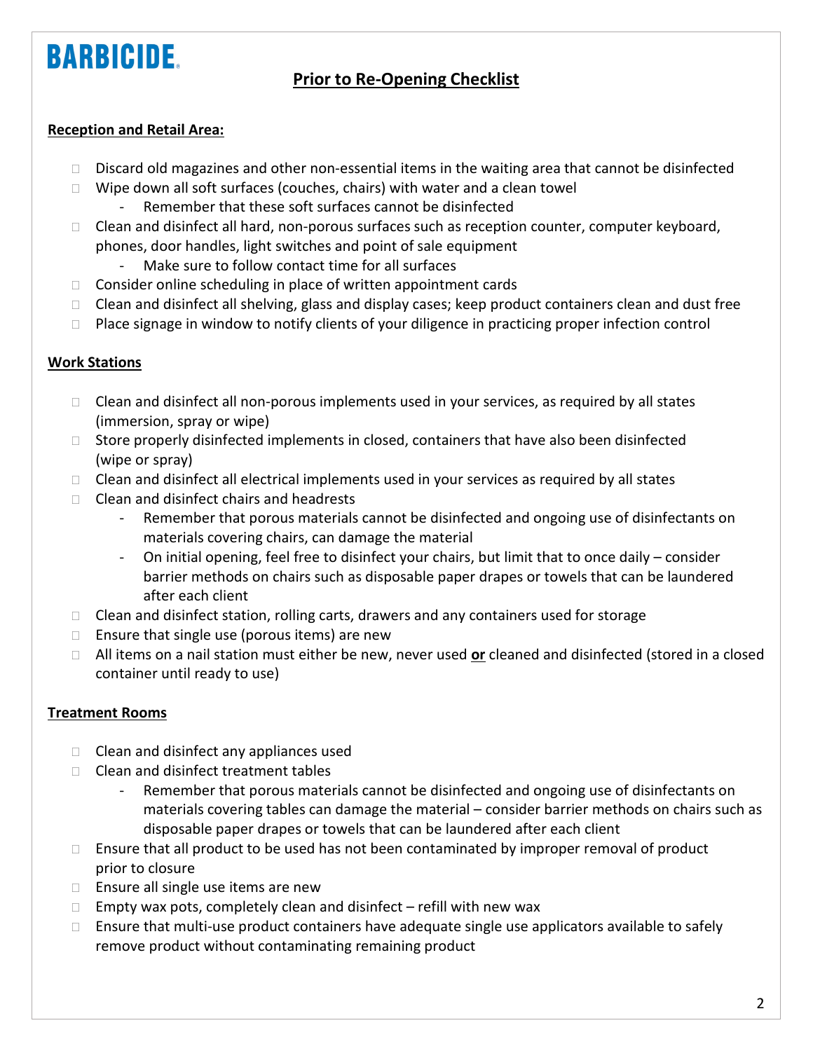BARBICIDE

# Prior to Re-Opening Checklist

**Reception and Retail Area:**

- Discard old magazines and other non-essential items in the waiting area that cannot be disinfected
- Wipe down all soft surfaces (couches, chairs) with water and a clean towel
  - Remember that these soft surfaces cannot be disinfected
- Clean and disinfect all hard, non-porous surfaces such as reception counter, computer keyboard, phones, door handles, light switches and point of sale equipment
  - Make sure to follow contact time for all surfaces
- Consider online scheduling in place of written appointment cards
- Clean and disinfect all shelving, glass and display cases; keep product containers clean and dust free
- Place signage in window to notify clients of your diligence in practicing proper infection control

**Work Stations**

- Clean and disinfect all non-porous implements used in your services, as required by all states (immersion, spray or wipe)
- Store properly disinfected implements in closed, containers that have also been disinfected (wipe or spray)
- Clean and disinfect all electrical implements used in your services as required by all states
- Clean and disinfect chairs and headrests
  - Remember that porous materials cannot be disinfected and ongoing use of disinfectants on materials covering chairs, can damage the material
  - On initial opening, feel free to disinfect your chairs, but limit that to once daily – consider barrier methods on chairs such as disposable paper drapes or towels that can be laundered after each client
- Clean and disinfect station, rolling carts, drawers and any containers used for storage
- Ensure that single use (porous items) are new
- All items on a nail station must either be new, never used **or** cleaned and disinfected (stored in a closed container until ready to use)

**Treatment Rooms**

- Clean and disinfect any appliances used
- Clean and disinfect treatment tables
  - Remember that porous materials cannot be disinfected and ongoing use of disinfectants on materials covering tables can damage the material – consider barrier methods on chairs such as disposable paper drapes or towels that can be laundered after each client
- Ensure that all product to be used has not been contaminated by improper removal of product prior to closure
- Ensure all single use items are new
- Empty wax pots, completely clean and disinfect – refill with new wax
- Ensure that multi-use product containers have adequate single use applicators available to safely remove product without contaminating remaining product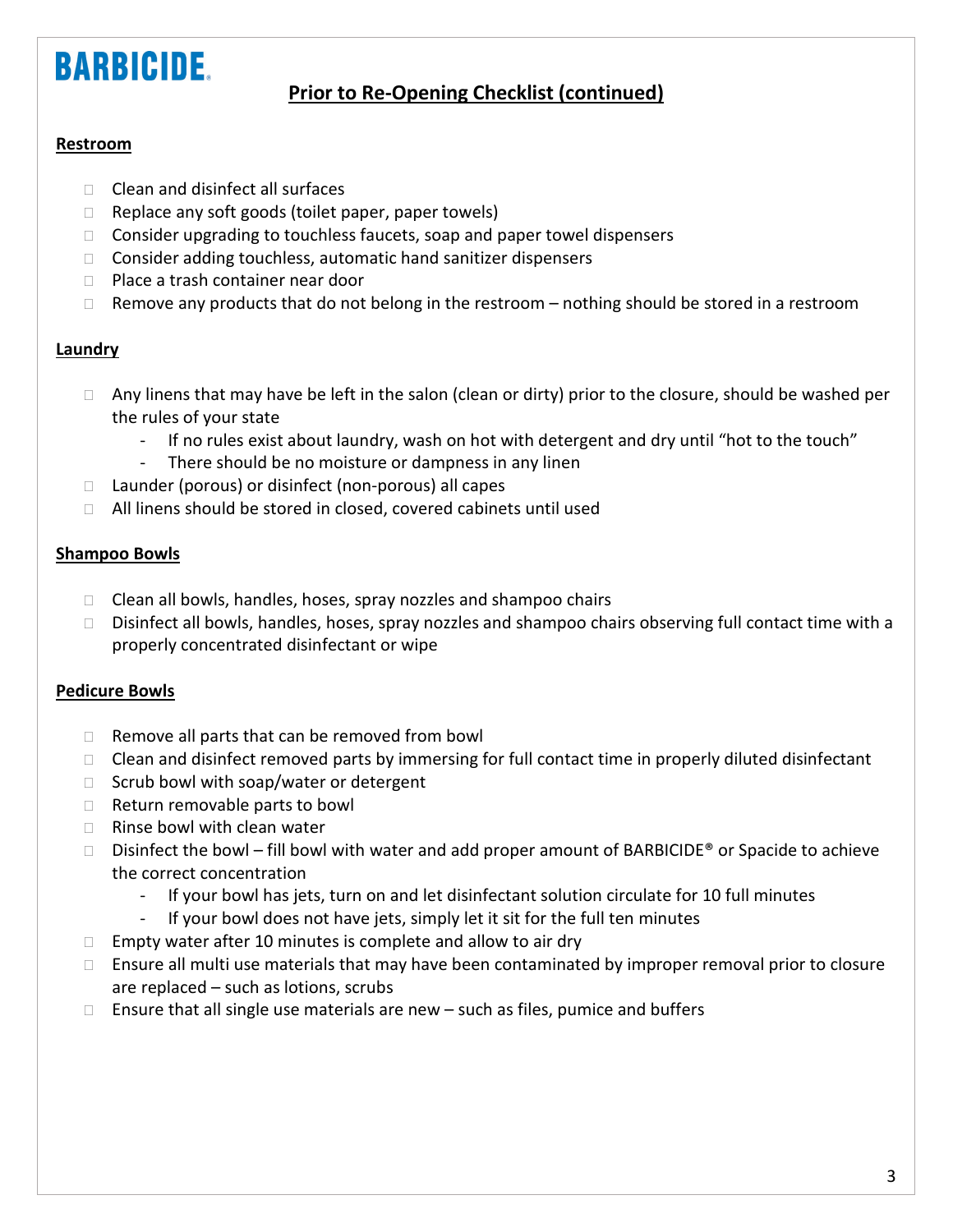BARBICIDE®

# Prior to Re-Opening Checklist (continued)

## Restroom

- Clean and disinfect all surfaces
- Replace any soft goods (toilet paper, paper towels)
- Consider upgrading to touchless faucets, soap and paper towel dispensers
- Consider adding touchless, automatic hand sanitizer dispensers
- Place a trash container near door
- Remove any products that do not belong in the restroom – nothing should be stored in a restroom

## Laundry

- Any linens that may have be left in the salon (clean or dirty) prior to the closure, should be washed per the rules of your state
  - If no rules exist about laundry, wash on hot with detergent and dry until "hot to the touch"
  - There should be no moisture or dampness in any linen
- Launder (porous) or disinfect (non-porous) all capes
- All linens should be stored in closed, covered cabinets until used

## Shampoo Bowls

- Clean all bowls, handles, hoses, spray nozzles and shampoo chairs
- Disinfect all bowls, handles, hoses, spray nozzles and shampoo chairs observing full contact time with a properly concentrated disinfectant or wipe

## Pedicure Bowls

- Remove all parts that can be removed from bowl
- Clean and disinfect removed parts by immersing for full contact time in properly diluted disinfectant
- Scrub bowl with soap/water or detergent
- Return removable parts to bowl
- Rinse bowl with clean water
- Disinfect the bowl – fill bowl with water and add proper amount of BARBICIDE® or Spacide to achieve the correct concentration
  - If your bowl has jets, turn on and let disinfectant solution circulate for 10 full minutes
  - If your bowl does not have jets, simply let it sit for the full ten minutes
- Empty water after 10 minutes is complete and allow to air dry
- Ensure all multi use materials that may have been contaminated by improper removal prior to closure are replaced – such as lotions, scrubs
- Ensure that all single use materials are new – such as files, pumice and buffers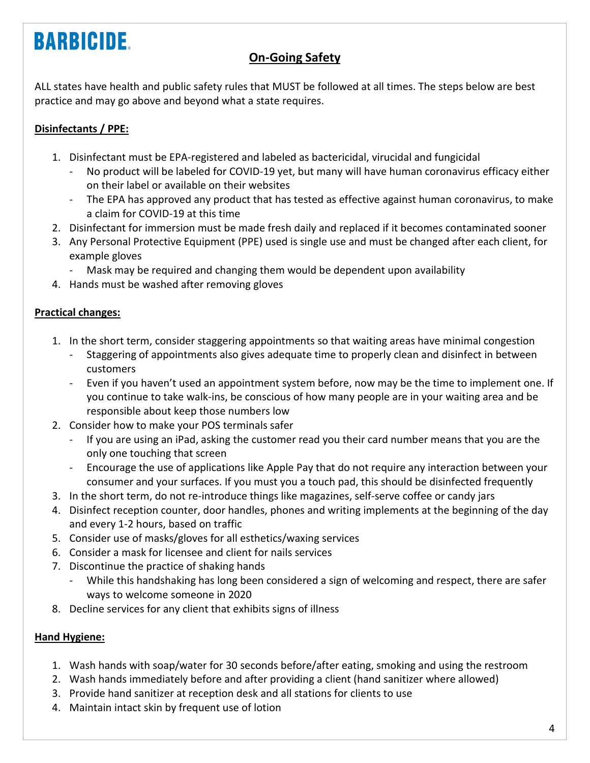BARBICIDE.

## On-Going Safety

ALL states have health and public safety rules that MUST be followed at all times. The steps below are best practice and may go above and beyond what a state requires.

### Disinfectants / PPE:

1. Disinfectant must be EPA-registered and labeled as bactericidal, virucidal and fungicidal
   - No product will be labeled for COVID-19 yet, but many will have human coronavirus efficacy either on their label or available on their websites
   - The EPA has approved any product that has tested as effective against human coronavirus, to make a claim for COVID-19 at this time
2. Disinfectant for immersion must be made fresh daily and replaced if it becomes contaminated sooner
3. Any Personal Protective Equipment (PPE) used is single use and must be changed after each client, for example gloves
   - Mask may be required and changing them would be dependent upon availability
4. Hands must be washed after removing gloves

### Practical changes:

1. In the short term, consider staggering appointments so that waiting areas have minimal congestion
   - Staggering of appointments also gives adequate time to properly clean and disinfect in between customers
   - Even if you haven't used an appointment system before, now may be the time to implement one. If you continue to take walk-ins, be conscious of how many people are in your waiting area and be responsible about keep those numbers low
2. Consider how to make your POS terminals safer
   - If you are using an iPad, asking the customer read you their card number means that you are the only one touching that screen
   - Encourage the use of applications like Apple Pay that do not require any interaction between your consumer and your surfaces. If you must you a touch pad, this should be disinfected frequently
3. In the short term, do not re-introduce things like magazines, self-serve coffee or candy jars
4. Disinfect reception counter, door handles, phones and writing implements at the beginning of the day and every 1-2 hours, based on traffic
5. Consider use of masks/gloves for all esthetics/waxing services
6. Consider a mask for licensee and client for nails services
7. Discontinue the practice of shaking hands
   - While this handshaking has long been considered a sign of welcoming and respect, there are safer ways to welcome someone in 2020
8. Decline services for any client that exhibits signs of illness

### Hand Hygiene:

1. Wash hands with soap/water for 30 seconds before/after eating, smoking and using the restroom
2. Wash hands immediately before and after providing a client (hand sanitizer where allowed)
3. Provide hand sanitizer at reception desk and all stations for clients to use
4. Maintain intact skin by frequent use of lotion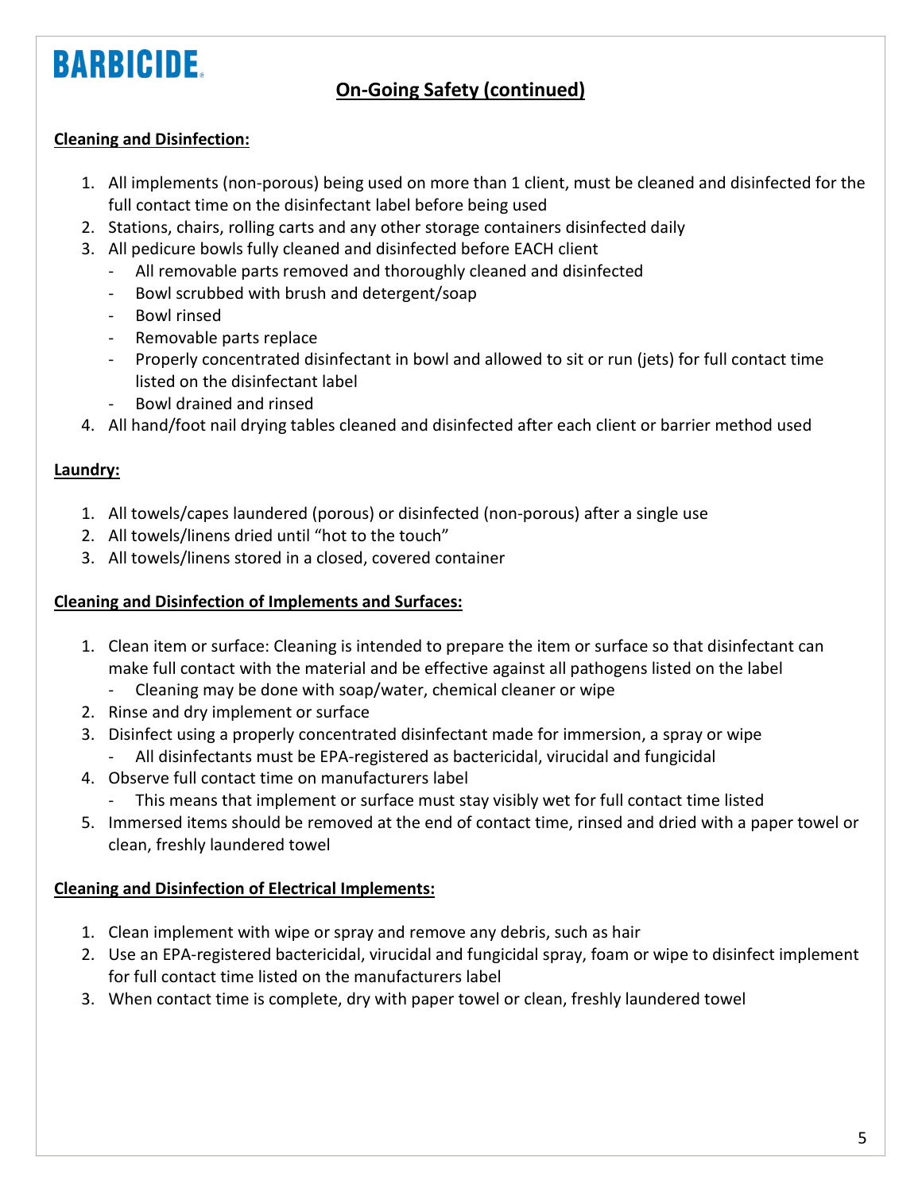BARBICIDE®

## On-Going Safety (continued)

**Cleaning and Disinfection:**

1. All implements (non-porous) being used on more than 1 client, must be cleaned and disinfected for the full contact time on the disinfectant label before being used
2. Stations, chairs, rolling carts and any other storage containers disinfected daily
3. All pedicure bowls fully cleaned and disinfected before EACH client
   - All removable parts removed and thoroughly cleaned and disinfected
   - Bowl scrubbed with brush and detergent/soap
   - Bowl rinsed
   - Removable parts replace
   - Properly concentrated disinfectant in bowl and allowed to sit or run (jets) for full contact time listed on the disinfectant label
   - Bowl drained and rinsed
4. All hand/foot nail drying tables cleaned and disinfected after each client or barrier method used

**Laundry:**

1. All towels/capes laundered (porous) or disinfected (non-porous) after a single use
2. All towels/linens dried until "hot to the touch"
3. All towels/linens stored in a closed, covered container

**Cleaning and Disinfection of Implements and Surfaces:**

1. Clean item or surface: Cleaning is intended to prepare the item or surface so that disinfectant can make full contact with the material and be effective against all pathogens listed on the label
   - Cleaning may be done with soap/water, chemical cleaner or wipe
2. Rinse and dry implement or surface
3. Disinfect using a properly concentrated disinfectant made for immersion, a spray or wipe
   - All disinfectants must be EPA-registered as bactericidal, virucidal and fungicidal
4. Observe full contact time on manufacturers label
   - This means that implement or surface must stay visibly wet for full contact time listed
5. Immersed items should be removed at the end of contact time, rinsed and dried with a paper towel or clean, freshly laundered towel

**Cleaning and Disinfection of Electrical Implements:**

1. Clean implement with wipe or spray and remove any debris, such as hair
2. Use an EPA-registered bactericidal, virucidal and fungicidal spray, foam or wipe to disinfect implement for full contact time listed on the manufacturers label
3. When contact time is complete, dry with paper towel or clean, freshly laundered towel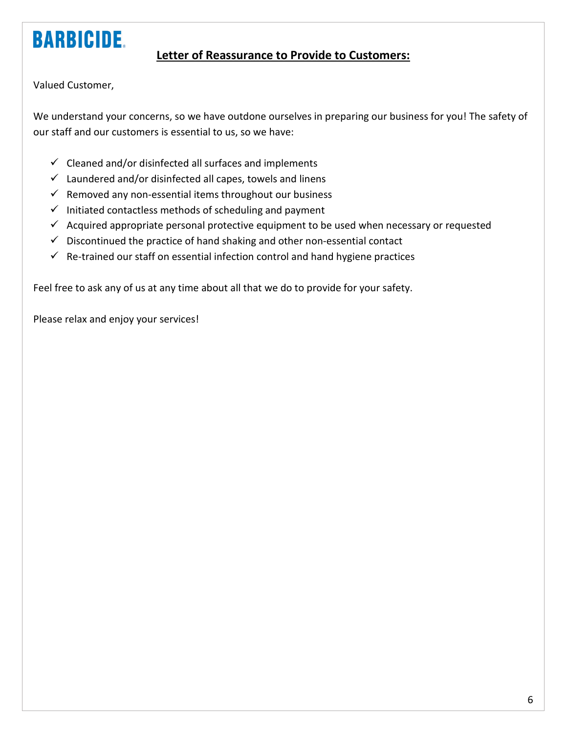BARBICIDE®

## Letter of Reassurance to Provide to Customers:

Valued Customer,

We understand your concerns, so we have outdone ourselves in preparing our business for you! The safety of our staff and our customers is essential to us, so we have:

- ✓ Cleaned and/or disinfected all surfaces and implements
- ✓ Laundered and/or disinfected all capes, towels and linens
- ✓ Removed any non-essential items throughout our business
- ✓ Initiated contactless methods of scheduling and payment
- ✓ Acquired appropriate personal protective equipment to be used when necessary or requested
- ✓ Discontinued the practice of hand shaking and other non-essential contact
- ✓ Re-trained our staff on essential infection control and hand hygiene practices

Feel free to ask any of us at any time about all that we do to provide for your safety.

Please relax and enjoy your services!